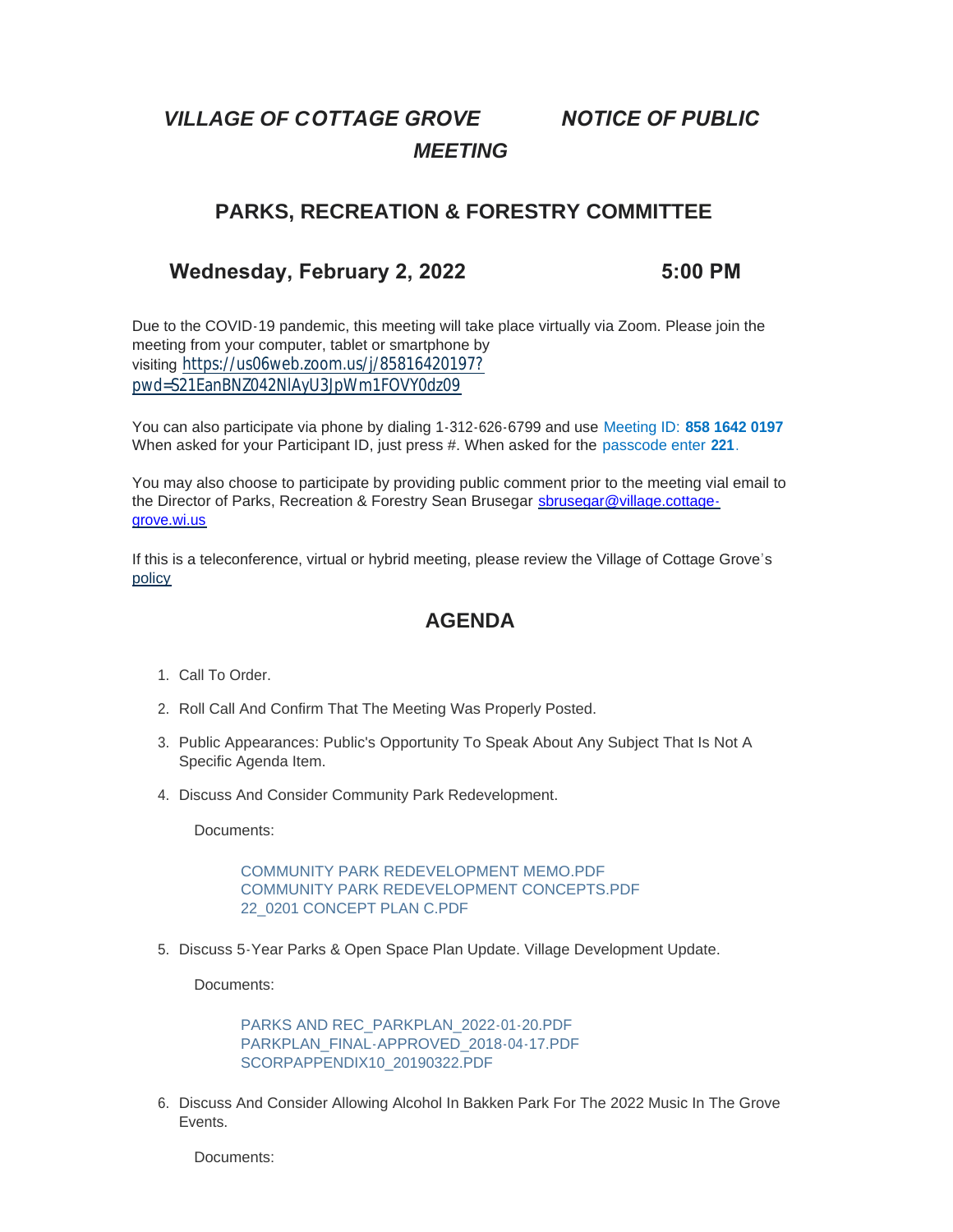*VILLAGE OF COTTAGE GROVE NOTICE OF PUBLIC MEETING*

## PARKS, RECREATION & FORESTRY COMMITTEE

### Wednesday, February 2, 2022 5:00 PM

Due to the COVID-19 pandemic, this meeting will take place virtually via Zoom. Please join the meeting from your computer, tablet or smartphone by visiting https://us06web.zoom.us/j/85816420197?pwd=S21EanBNZ042NlAyU3JpWm1FOVY0dz09

You can also participate via phone by dialing 1-312-626-6799 and use Meeting ID: **858 1642 0197** When asked for your Participant ID, just press #. When asked for the passcode enter **221**.

You may also choose to participate by providing public comment prior to the meeting vial email to the Director of Parks, Recreation & Forestry Sean Brusegar sbrusegar@village.cottage-grove.wi.us

If this is a teleconference, virtual or hybrid meeting, please review the Village of Cottage Grove's policy

## AGENDA

1. Call To Order.
2. Roll Call And Confirm That The Meeting Was Properly Posted.
3. Public Appearances: Public's Opportunity To Speak About Any Subject That Is Not A Specific Agenda Item.
4. Discuss And Consider Community Park Redevelopment.

   Documents:

   COMMUNITY PARK REDEVELOPMENT MEMO.PDF
   COMMUNITY PARK REDEVELOPMENT CONCEPTS.PDF
   22_0201 CONCEPT PLAN C.PDF

5. Discuss 5-Year Parks & Open Space Plan Update. Village Development Update.

   Documents:

   PARKS AND REC_PARKPLAN_2022-01-20.PDF
   PARKPLAN_FINAL-APPROVED_2018-04-17.PDF
   SCORPAPPENDIX10_20190322.PDF

6. Discuss And Consider Allowing Alcohol In Bakken Park For The 2022 Music In The Grove Events.

   Documents: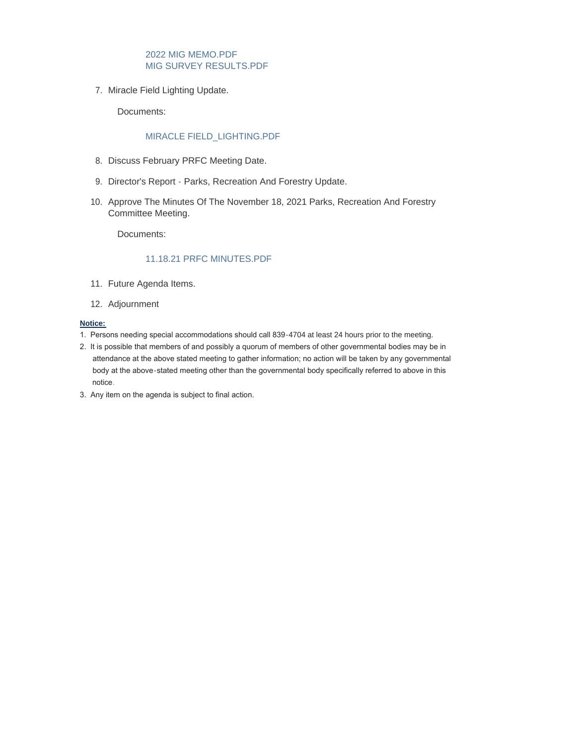2022 MIG MEMO.PDF
MIG SURVEY RESULTS.PDF

7. Miracle Field Lighting Update.

   Documents:

   MIRACLE FIELD_LIGHTING.PDF

8. Discuss February PRFC Meeting Date.

9. Director's Report - Parks, Recreation And Forestry Update.

10. Approve The Minutes Of The November 18, 2021 Parks, Recreation And Forestry Committee Meeting.

    Documents:

    11.18.21 PRFC MINUTES.PDF

11. Future Agenda Items.

12. Adjournment

**Notice:**

1. Persons needing special accommodations should call 839-4704 at least 24 hours prior to the meeting.
2. It is possible that members of and possibly a quorum of members of other governmental bodies may be in attendance at the above stated meeting to gather information; no action will be taken by any governmental body at the above-stated meeting other than the governmental body specifically referred to above in this notice.
3. Any item on the agenda is subject to final action.